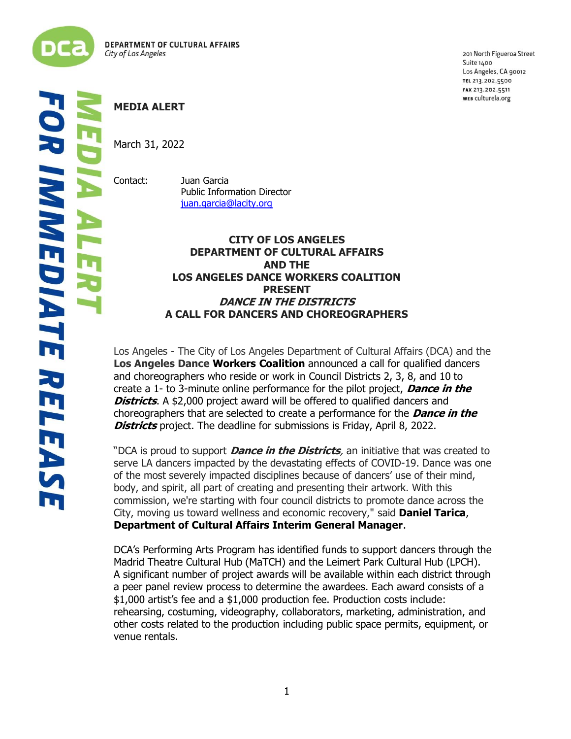DEPARTMENT OF CULTURAL AFFAIRS
*City of Los Angeles*

201 North Figueroa Street
Suite 1400
Los Angeles, CA 90012
TEL 213.202.5500
FAX 213.202.5511
WEB culturela.org

**MEDIA ALERT**

**FOR IMMEDIATE RELEASE**

March 31, 2022

Contact: Juan Garcia
Public Information Director
juan.garcia@lacity.org

**CITY OF LOS ANGELES**
**DEPARTMENT OF CULTURAL AFFAIRS**
**AND THE**
**LOS ANGELES DANCE WORKERS COALITION**
**PRESENT**
***DANCE IN THE DISTRICTS***
**A CALL FOR DANCERS AND CHOREOGRAPHERS**

Los Angeles - The City of Los Angeles Department of Cultural Affairs (DCA) and the **Los Angeles Dance Workers Coalition** announced a call for qualified dancers and choreographers who reside or work in Council Districts 2, 3, 8, and 10 to create a 1- to 3-minute online performance for the pilot project, ***Dance in the Districts***. A $2,000 project award will be offered to qualified dancers and choreographers that are selected to create a performance for the ***Dance in the Districts*** project. The deadline for submissions is Friday, April 8, 2022.

"DCA is proud to support ***Dance in the Districts***, an initiative that was created to serve LA dancers impacted by the devastating effects of COVID-19. Dance was one of the most severely impacted disciplines because of dancers' use of their mind, body, and spirit, all part of creating and presenting their artwork. With this commission, we're starting with four council districts to promote dance across the City, moving us toward wellness and economic recovery," said **Daniel Tarica**, **Department of Cultural Affairs Interim General Manager**.

DCA's Performing Arts Program has identified funds to support dancers through the Madrid Theatre Cultural Hub (MaTCH) and the Leimert Park Cultural Hub (LPCH). A significant number of project awards will be available within each district through a peer panel review process to determine the awardees. Each award consists of a $1,000 artist's fee and a $1,000 production fee. Production costs include: rehearsing, costuming, videography, collaborators, marketing, administration, and other costs related to the production including public space permits, equipment, or venue rentals.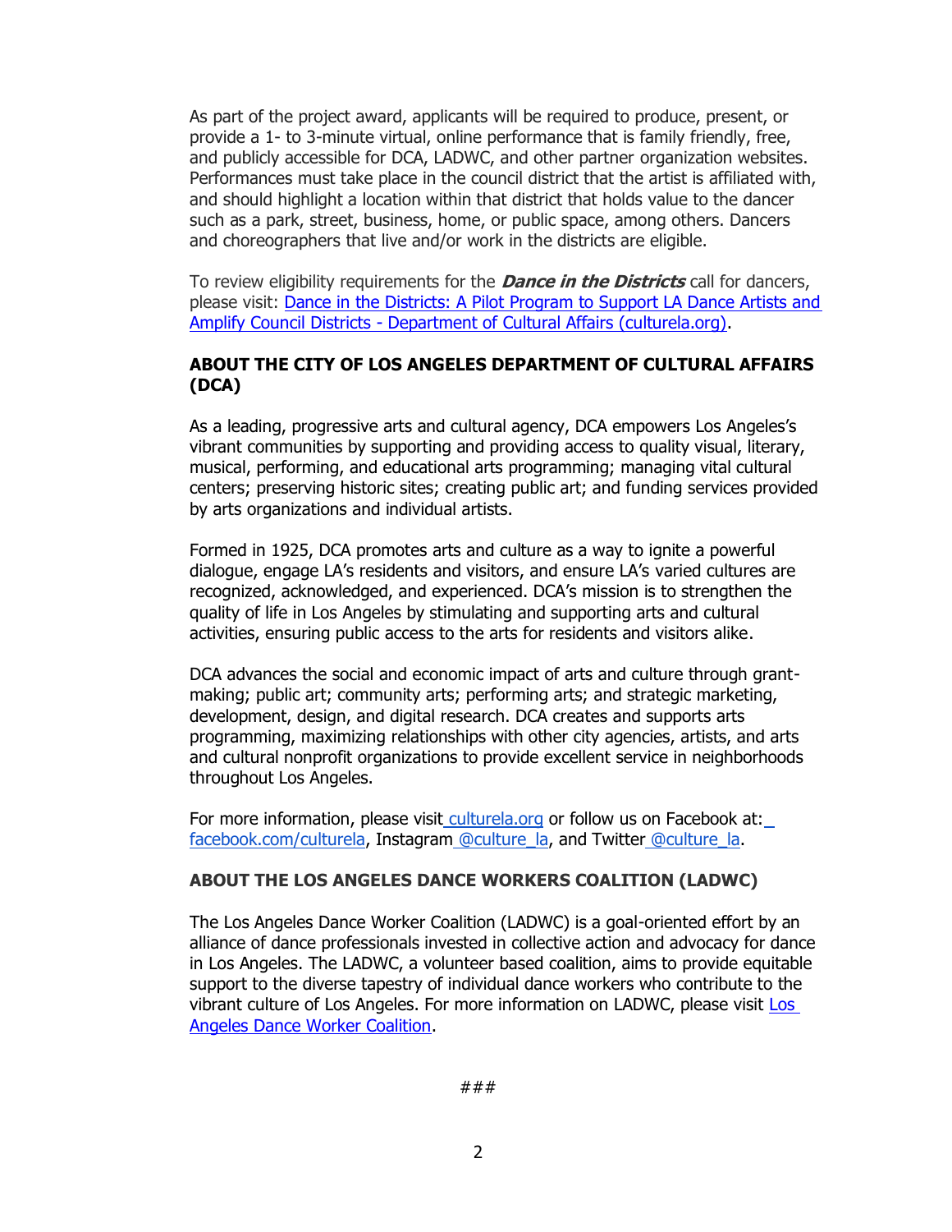As part of the project award, applicants will be required to produce, present, or provide a 1- to 3-minute virtual, online performance that is family friendly, free, and publicly accessible for DCA, LADWC, and other partner organization websites. Performances must take place in the council district that the artist is affiliated with, and should highlight a location within that district that holds value to the dancer such as a park, street, business, home, or public space, among others. Dancers and choreographers that live and/or work in the districts are eligible.

To review eligibility requirements for the ***Dance in the Districts*** call for dancers, please visit: [Dance in the Districts: A Pilot Program to Support LA Dance Artists and Amplify Council Districts - Department of Cultural Affairs (culturela.org)](#).

**ABOUT THE CITY OF LOS ANGELES DEPARTMENT OF CULTURAL AFFAIRS (DCA)**

As a leading, progressive arts and cultural agency, DCA empowers Los Angeles's vibrant communities by supporting and providing access to quality visual, literary, musical, performing, and educational arts programming; managing vital cultural centers; preserving historic sites; creating public art; and funding services provided by arts organizations and individual artists.

Formed in 1925, DCA promotes arts and culture as a way to ignite a powerful dialogue, engage LA's residents and visitors, and ensure LA's varied cultures are recognized, acknowledged, and experienced. DCA's mission is to strengthen the quality of life in Los Angeles by stimulating and supporting arts and cultural activities, ensuring public access to the arts for residents and visitors alike.

DCA advances the social and economic impact of arts and culture through grant-making; public art; community arts; performing arts; and strategic marketing, development, design, and digital research. DCA creates and supports arts programming, maximizing relationships with other city agencies, artists, and arts and cultural nonprofit organizations to provide excellent service in neighborhoods throughout Los Angeles.

For more information, please visit culturela.org or follow us on Facebook at: facebook.com/culturela, Instagram @culture_la, and Twitter @culture_la.

**ABOUT THE LOS ANGELES DANCE WORKERS COALITION (LADWC)**

The Los Angeles Dance Worker Coalition (LADWC) is a goal-oriented effort by an alliance of dance professionals invested in collective action and advocacy for dance in Los Angeles. The LADWC, a volunteer based coalition, aims to provide equitable support to the diverse tapestry of individual dance workers who contribute to the vibrant culture of Los Angeles. For more information on LADWC, please visit [Los Angeles Dance Worker Coalition](#).

###